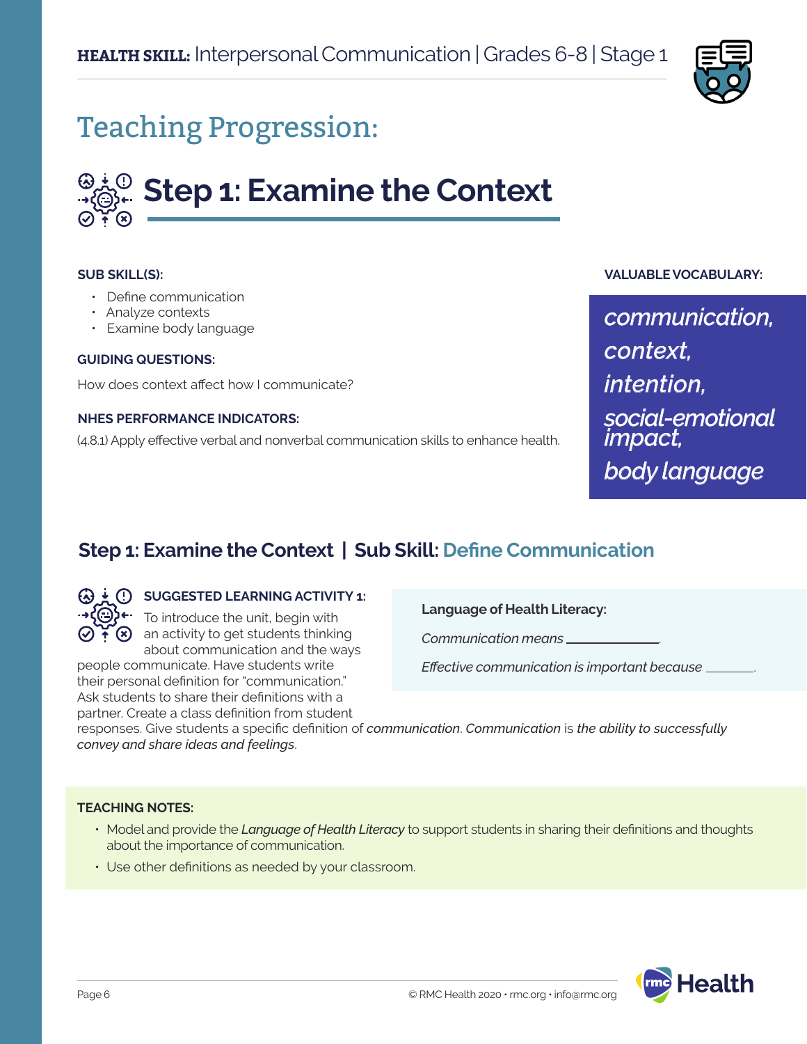**HEALTH SKILL:** Interpersonal Communication | Grades 6-8 | Stage 1

# Teaching Progression:

## Step 1: Examine the Context

**SUB SKILL(S):**

- Define communication
- Analyze contexts
- Examine body language

**GUIDING QUESTIONS:**

How does context affect how I communicate?

**NHES PERFORMANCE INDICATORS:**

(4.8.1) Apply effective verbal and nonverbal communication skills to enhance health.

**VALUABLE VOCABULARY:**

*communication, context, intention, social-emotional impact, body language*

### Step 1: Examine the Context | Sub Skill: Define Communication

**SUGGESTED LEARNING ACTIVITY 1:**

To introduce the unit, begin with an activity to get students thinking about communication and the ways people communicate. Have students write their personal definition for "communication." Ask students to share their definitions with a partner. Create a class definition from student responses. Give students a specific definition of *communication*. *Communication* is *the ability to successfully convey and share ideas and feelings*.

**Language of Health Literacy:**

*Communication means* ____________.

*Effective communication is important because* ________.

**TEACHING NOTES:**

- Model and provide the *Language of Health Literacy* to support students in sharing their definitions and thoughts about the importance of communication.
- Use other definitions as needed by your classroom.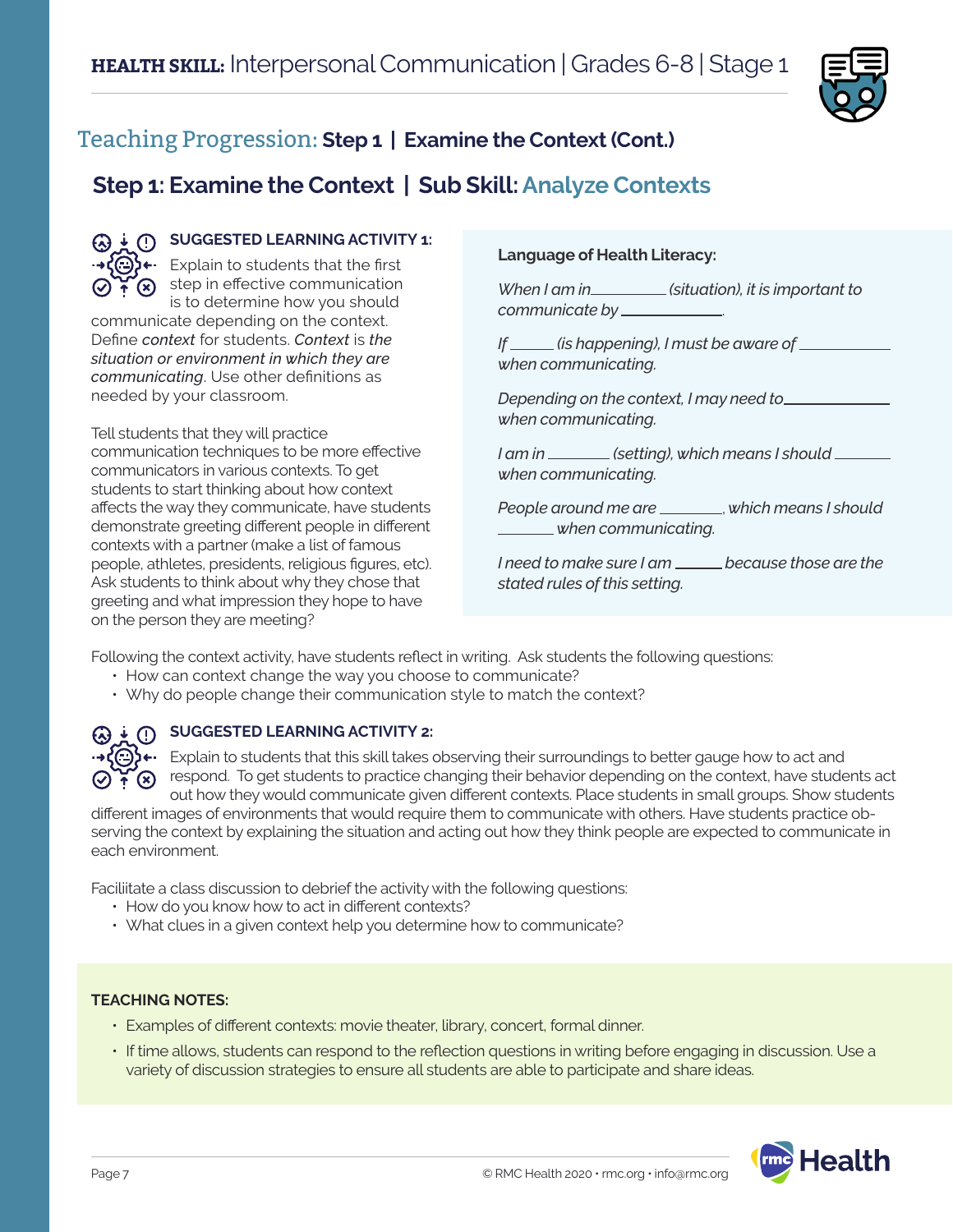## Teaching Progression: Step 1 | Examine the Context (Cont.)

### Step 1: Examine the Context | Sub Skill: Analyze Contexts

**SUGGESTED LEARNING ACTIVITY 1:**

Explain to students that the first step in effective communication is to determine how you should communicate depending on the context. Define *context* for students. *Context* is *the situation or environment in which they are communicating*. Use other definitions as needed by your classroom.

Tell students that they will practice communication techniques to be more effective communicators in various contexts. To get students to start thinking about how context affects the way they communicate, have students demonstrate greeting different people in different contexts with a partner (make a list of famous people, athletes, presidents, religious figures, etc). Ask students to think about why they chose that greeting and what impression they hope to have on the person they are meeting?

**Language of Health Literacy:**

*When I am in\_\_\_\_\_\_\_\_\_\_ (situation), it is important to communicate by \_\_\_\_\_\_\_\_\_\_\_\_\_\_.*

*If \_\_\_\_\_\_ (is happening), I must be aware of \_\_\_\_\_\_\_\_\_\_\_\_ when communicating.*

*Depending on the context, I may need to\_\_\_\_\_\_\_\_\_\_\_\_\_\_ when communicating.*

*I am in \_\_\_\_\_\_\_\_ (setting), which means I should \_\_\_\_\_\_\_ when communicating.*

*People around me are \_\_\_\_\_\_\_\_, which means I should \_\_\_\_\_\_\_ when communicating.*

*I need to make sure I am \_\_\_\_\_\_ because those are the stated rules of this setting.*

Following the context activity, have students reflect in writing. Ask students the following questions:

- How can context change the way you choose to communicate?
- Why do people change their communication style to match the context?

**SUGGESTED LEARNING ACTIVITY 2:**

Explain to students that this skill takes observing their surroundings to better gauge how to act and respond. To get students to practice changing their behavior depending on the context, have students act out how they would communicate given different contexts. Place students in small groups. Show students different images of environments that would require them to communicate with others. Have students practice observing the context by explaining the situation and acting out how they think people are expected to communicate in each environment.

Faciliitate a class discussion to debrief the activity with the following questions:

- How do you know how to act in different contexts?
- What clues in a given context help you determine how to communicate?

**TEACHING NOTES:**

- Examples of different contexts: movie theater, library, concert, formal dinner.
- If time allows, students can respond to the reflection questions in writing before engaging in discussion. Use a variety of discussion strategies to ensure all students are able to participate and share ideas.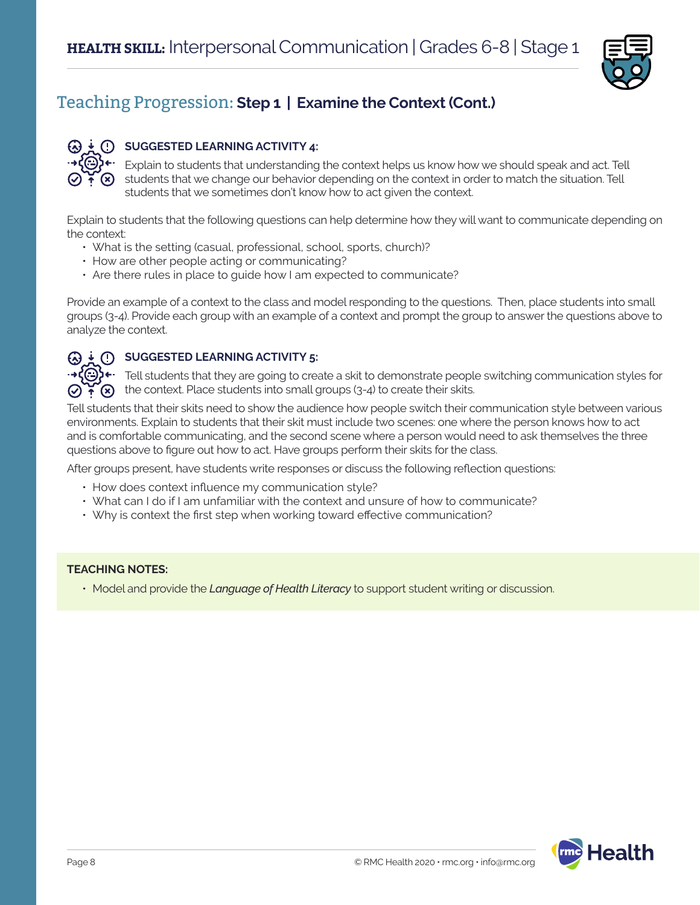## Teaching Progression: **Step 1 | Examine the Context (Cont.)**

### SUGGESTED LEARNING ACTIVITY 4:

Explain to students that understanding the context helps us know how we should speak and act. Tell students that we change our behavior depending on the context in order to match the situation. Tell students that we sometimes don't know how to act given the context.

Explain to students that the following questions can help determine how they will want to communicate depending on the context:

- What is the setting (casual, professional, school, sports, church)?
- How are other people acting or communicating?
- Are there rules in place to guide how I am expected to communicate?

Provide an example of a context to the class and model responding to the questions. Then, place students into small groups (3-4). Provide each group with an example of a context and prompt the group to answer the questions above to analyze the context.

### SUGGESTED LEARNING ACTIVITY 5:

Tell students that they are going to create a skit to demonstrate people switching communication styles for the context. Place students into small groups (3-4) to create their skits.

Tell students that their skits need to show the audience how people switch their communication style between various environments. Explain to students that their skit must include two scenes: one where the person knows how to act and is comfortable communicating, and the second scene where a person would need to ask themselves the three questions above to figure out how to act. Have groups perform their skits for the class.

After groups present, have students write responses or discuss the following reflection questions:

- How does context influence my communication style?
- What can I do if I am unfamiliar with the context and unsure of how to communicate?
- Why is context the first step when working toward effective communication?

**TEACHING NOTES:**

- Model and provide the ***Language of Health Literacy*** to support student writing or discussion.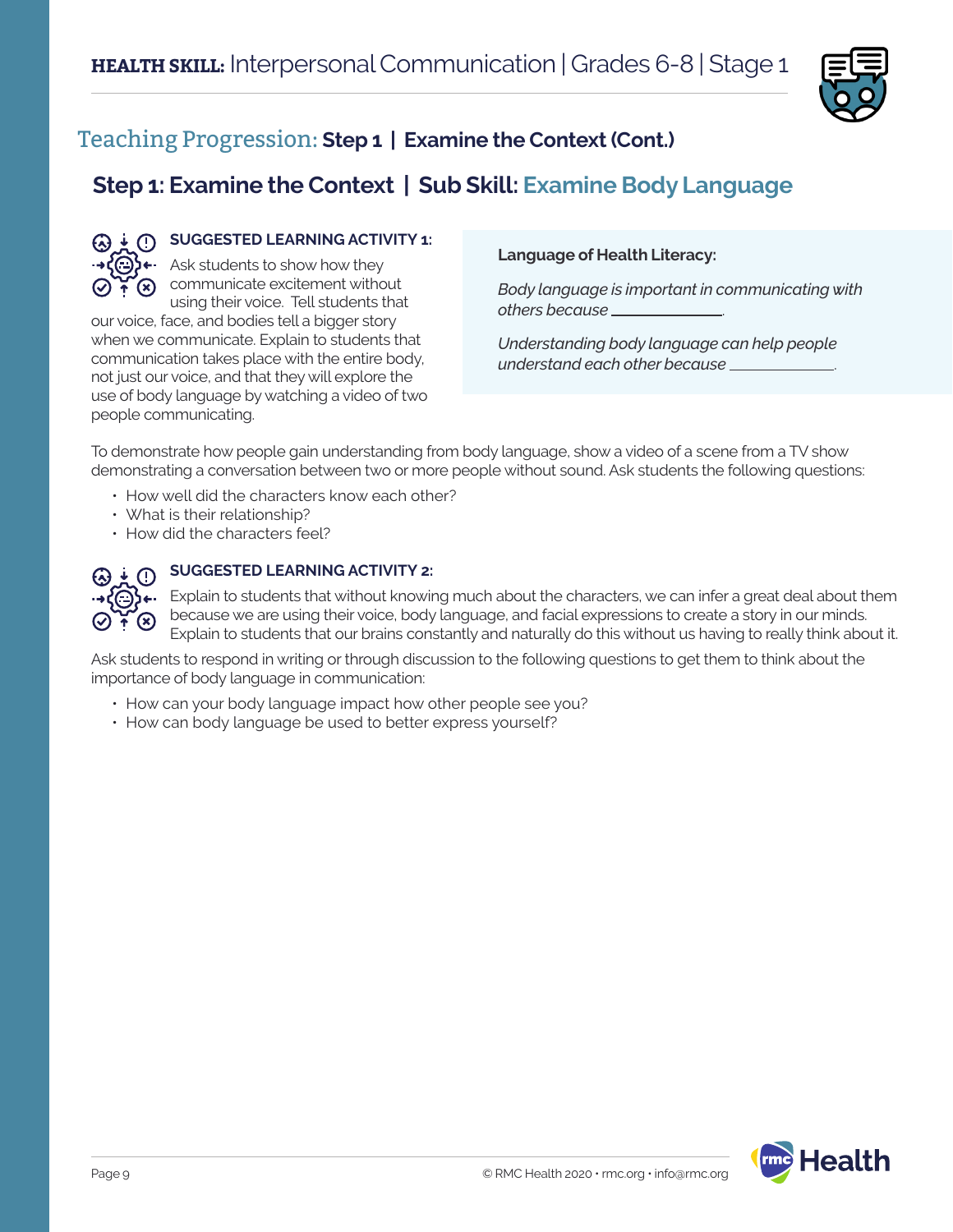**HEALTH SKILL:** Interpersonal Communication | Grades 6-8 | Stage 1

## Teaching Progression: **Step 1 | Examine the Context (Cont.)**

### Step 1: Examine the Context | Sub Skill: Examine Body Language

**SUGGESTED LEARNING ACTIVITY 1:**

Ask students to show how they communicate excitement without using their voice. Tell students that our voice, face, and bodies tell a bigger story when we communicate. Explain to students that communication takes place with the entire body, not just our voice, and that they will explore the use of body language by watching a video of two people communicating.

**Language of Health Literacy:**

*Body language is important in communicating with others because* \_\_\_\_\_\_\_\_\_\_\_\_.

*Understanding body language can help people understand each other because* \_\_\_\_\_\_\_\_\_\_\_\_.

To demonstrate how people gain understanding from body language, show a video of a scene from a TV show demonstrating a conversation between two or more people without sound. Ask students the following questions:

- How well did the characters know each other?
- What is their relationship?
- How did the characters feel?

**SUGGESTED LEARNING ACTIVITY 2:**

Explain to students that without knowing much about the characters, we can infer a great deal about them because we are using their voice, body language, and facial expressions to create a story in our minds. Explain to students that our brains constantly and naturally do this without us having to really think about it.

Ask students to respond in writing or through discussion to the following questions to get them to think about the importance of body language in communication:

- How can your body language impact how other people see you?
- How can body language be used to better express yourself?